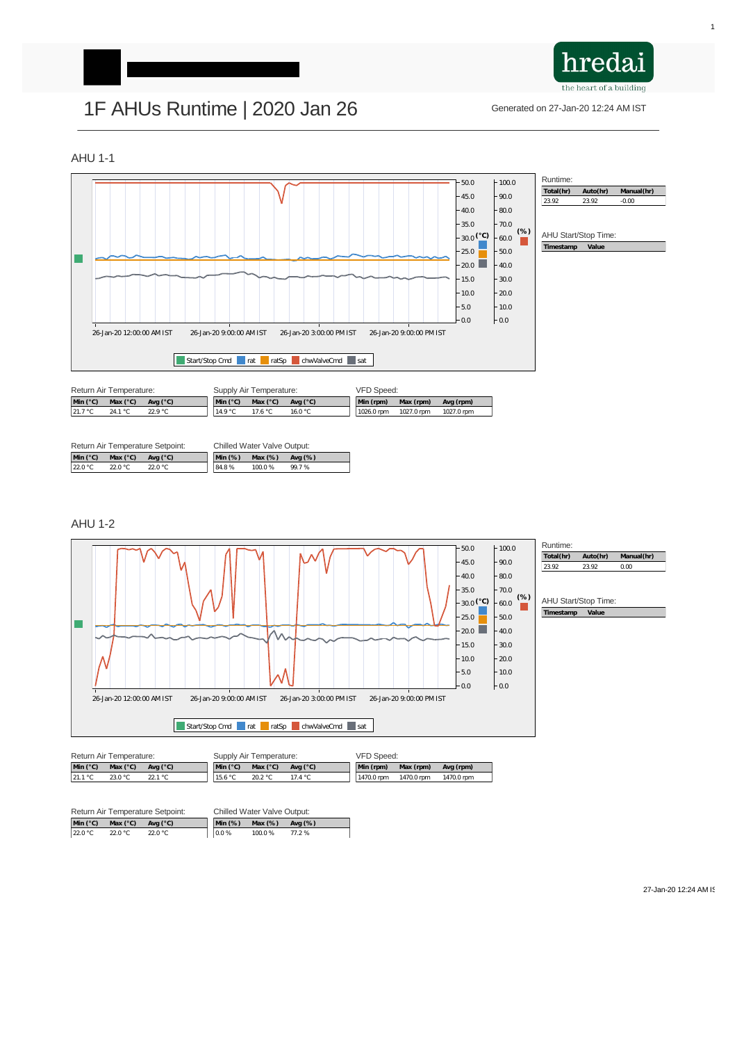hredai
the heart of a building

# 1F AHUs Runtime | 2020 Jan 26

Generated on 27-Jan-20 12:24 AM IST

## AHU 1-1

Runtime:

| Total(hr) | Auto(hr) | Manual(hr) |
|---|---|---|
| 23.92 | 23.92 | -0.00 |

AHU Start/Stop Time:

| Timestamp | Value |
|---|---|

Return Air Temperature:

| Min (°C) | Max (°C) | Avg (°C) |
|---|---|---|
| 21.7 °C | 24.1 °C | 22.9 °C |

Supply Air Temperature:

| Min (°C) | Max (°C) | Avg (°C) |
|---|---|---|
| 14.9 °C | 17.6 °C | 16.0 °C |

VFD Speed:

| Min (rpm) | Max (rpm) | Avg (rpm) |
|---|---|---|
| 1026.0 rpm | 1027.0 rpm | 1027.0 rpm |

Return Air Temperature Setpoint:

| Min (°C) | Max (°C) | Avg (°C) |
|---|---|---|
| 22.0 °C | 22.0 °C | 22.0 °C |

Chilled Water Valve Output:

| Min (%) | Max (%) | Avg (%) |
|---|---|---|
| 84.8 % | 100.0 % | 99.7 % |

## AHU 1-2

Runtime:

| Total(hr) | Auto(hr) | Manual(hr) |
|---|---|---|
| 23.92 | 23.92 | 0.00 |

AHU Start/Stop Time:

| Timestamp | Value |
|---|---|

Return Air Temperature:

| Min (°C) | Max (°C) | Avg (°C) |
|---|---|---|
| 21.1 °C | 23.0 °C | 22.1 °C |

Supply Air Temperature:

| Min (°C) | Max (°C) | Avg (°C) |
|---|---|---|
| 15.6 °C | 20.2 °C | 17.4 °C |

VFD Speed:

| Min (rpm) | Max (rpm) | Avg (rpm) |
|---|---|---|
| 1470.0 rpm | 1470.0 rpm | 1470.0 rpm |

Return Air Temperature Setpoint:

| Min (°C) | Max (°C) | Avg (°C) |
|---|---|---|
| 22.0 °C | 22.0 °C | 22.0 °C |

Chilled Water Valve Output:

| Min (%) | Max (%) | Avg (%) |
|---|---|---|
| 0.0 % | 100.0 % | 77.2 % |

27-Jan-20 12:24 AM IST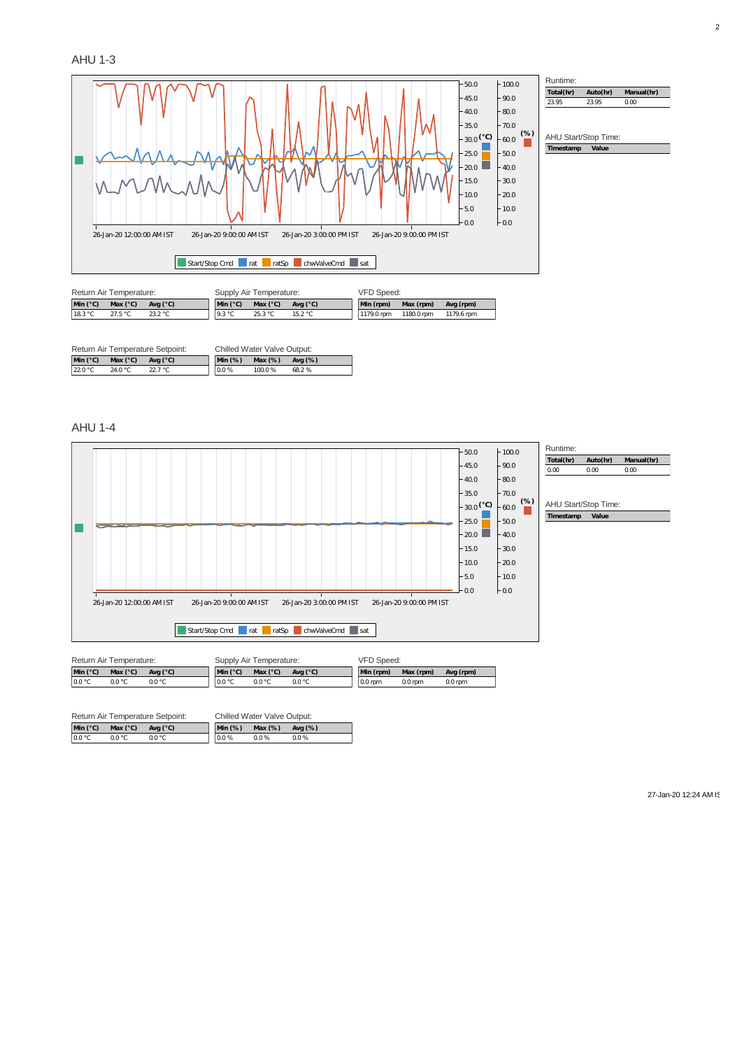## AHU 1-3

50.0
45.0
40.0
35.0
30.0 (°C)
25.0
20.0
15.0
10.0
5.0
0.0

100.0
90.0
80.0
70.0
60.0 (%)
50.0
40.0
30.0
20.0
10.0
0.0

26-Jan-20 12:00:00 AM IST
26-Jan-20 9:00:00 AM IST
26-Jan-20 3:00:00 PM IST
26-Jan-20 9:00:00 PM IST

Start/Stop Cmd   rat   ratSp   chwValveCmd   sat

Runtime:

| Total(hr) | Auto(hr) | Manual(hr) |
|---|---|---|
| 23.95 | 23.95 | 0.00 |

AHU Start/Stop Time:

| Timestamp | Value |
|---|---|

Return Air Temperature:

| Min (°C) | Max (°C) | Avg (°C) |
|---|---|---|
| 18.3 °C | 27.5 °C | 23.2 °C |

Supply Air Temperature:

| Min (°C) | Max (°C) | Avg (°C) |
|---|---|---|
| 9.3 °C | 25.3 °C | 15.2 °C |

VFD Speed:

| Min (rpm) | Max (rpm) | Avg (rpm) |
|---|---|---|
| 1179.0 rpm | 1180.0 rpm | 1179.6 rpm |

Return Air Temperature Setpoint:

| Min (°C) | Max (°C) | Avg (°C) |
|---|---|---|
| 22.0 °C | 24.0 °C | 22.7 °C |

Chilled Water Valve Output:

| Min (%) | Max (%) | Avg (%) |
|---|---|---|
| 0.0 % | 100.0 % | 68.2 % |

## AHU 1-4

50.0
45.0
40.0
35.0
30.0 (°C)
25.0
20.0
15.0
10.0
5.0
0.0

100.0
90.0
80.0
70.0
60.0 (%)
50.0
40.0
30.0
20.0
10.0
0.0

26-Jan-20 12:00:00 AM IST
26-Jan-20 9:00:00 AM IST
26-Jan-20 3:00:00 PM IST
26-Jan-20 9:00:00 PM IST

Start/Stop Cmd   rat   ratSp   chwValveCmd   sat

Runtime:

| Total(hr) | Auto(hr) | Manual(hr) |
|---|---|---|
| 0.00 | 0.00 | 0.00 |

AHU Start/Stop Time:

| Timestamp | Value |
|---|---|

Return Air Temperature:

| Min (°C) | Max (°C) | Avg (°C) |
|---|---|---|
| 0.0 °C | 0.0 °C | 0.0 °C |

Supply Air Temperature:

| Min (°C) | Max (°C) | Avg (°C) |
|---|---|---|
| 0.0 °C | 0.0 °C | 0.0 °C |

VFD Speed:

| Min (rpm) | Max (rpm) | Avg (rpm) |
|---|---|---|
| 0.0 rpm | 0.0 rpm | 0.0 rpm |

Return Air Temperature Setpoint:

| Min (°C) | Max (°C) | Avg (°C) |
|---|---|---|
| 0.0 °C | 0.0 °C | 0.0 °C |

Chilled Water Valve Output:

| Min (%) | Max (%) | Avg (%) |
|---|---|---|
| 0.0 % | 0.0 % | 0.0 % |

27-Jan-20 12:24 AM IS